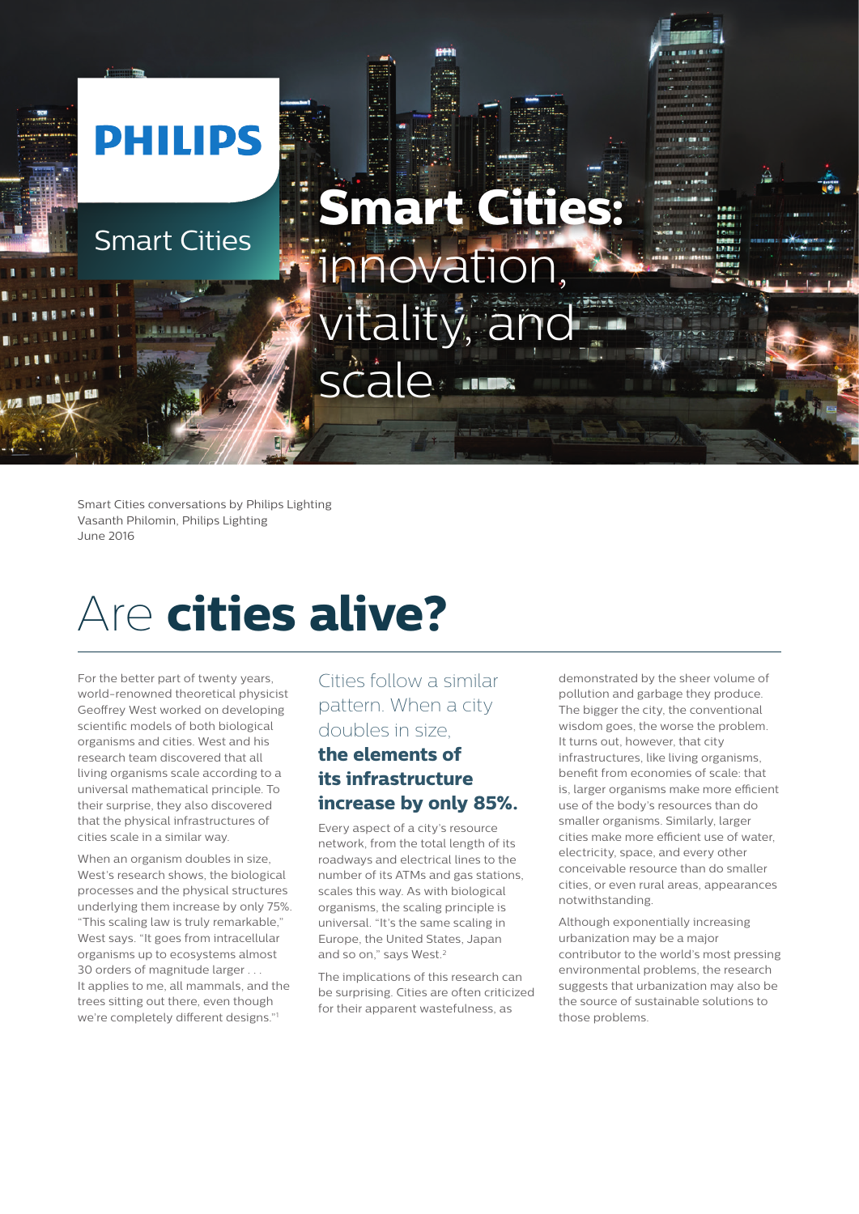PHILIPS

Smart Cities

# Smart Cities: innovation, vitality, and scale

Smart Cities conversations by Philips Lighting
Vasanth Philomin, Philips Lighting
June 2016

## Are **cities alive?**

For the better part of twenty years, world-renowned theoretical physicist Geoffrey West worked on developing scientific models of both biological organisms and cities. West and his research team discovered that all living organisms scale according to a universal mathematical principle. To their surprise, they also discovered that the physical infrastructures of cities scale in a similar way.

When an organism doubles in size, West's research shows, the biological processes and the physical structures underlying them increase by only 75%. "This scaling law is truly remarkable," West says. "It goes from intracellular organisms up to ecosystems almost 30 orders of magnitude larger . . . It applies to me, all mammals, and the trees sitting out there, even though we're completely different designs."[1]

Cities follow a similar pattern. When a city doubles in size, **the elements of its infrastructure increase by only 85%.**

Every aspect of a city's resource network, from the total length of its roadways and electrical lines to the number of its ATMs and gas stations, scales this way. As with biological organisms, the scaling principle is universal. "It's the same scaling in Europe, the United States, Japan and so on," says West.[2]

The implications of this research can be surprising. Cities are often criticized for their apparent wastefulness, as demonstrated by the sheer volume of pollution and garbage they produce. The bigger the city, the conventional wisdom goes, the worse the problem. It turns out, however, that city infrastructures, like living organisms, benefit from economies of scale: that is, larger organisms make more efficient use of the body's resources than do smaller organisms. Similarly, larger cities make more efficient use of water, electricity, space, and every other conceivable resource than do smaller cities, or even rural areas, appearances notwithstanding.

Although exponentially increasing urbanization may be a major contributor to the world's most pressing environmental problems, the research suggests that urbanization may also be the source of sustainable solutions to those problems.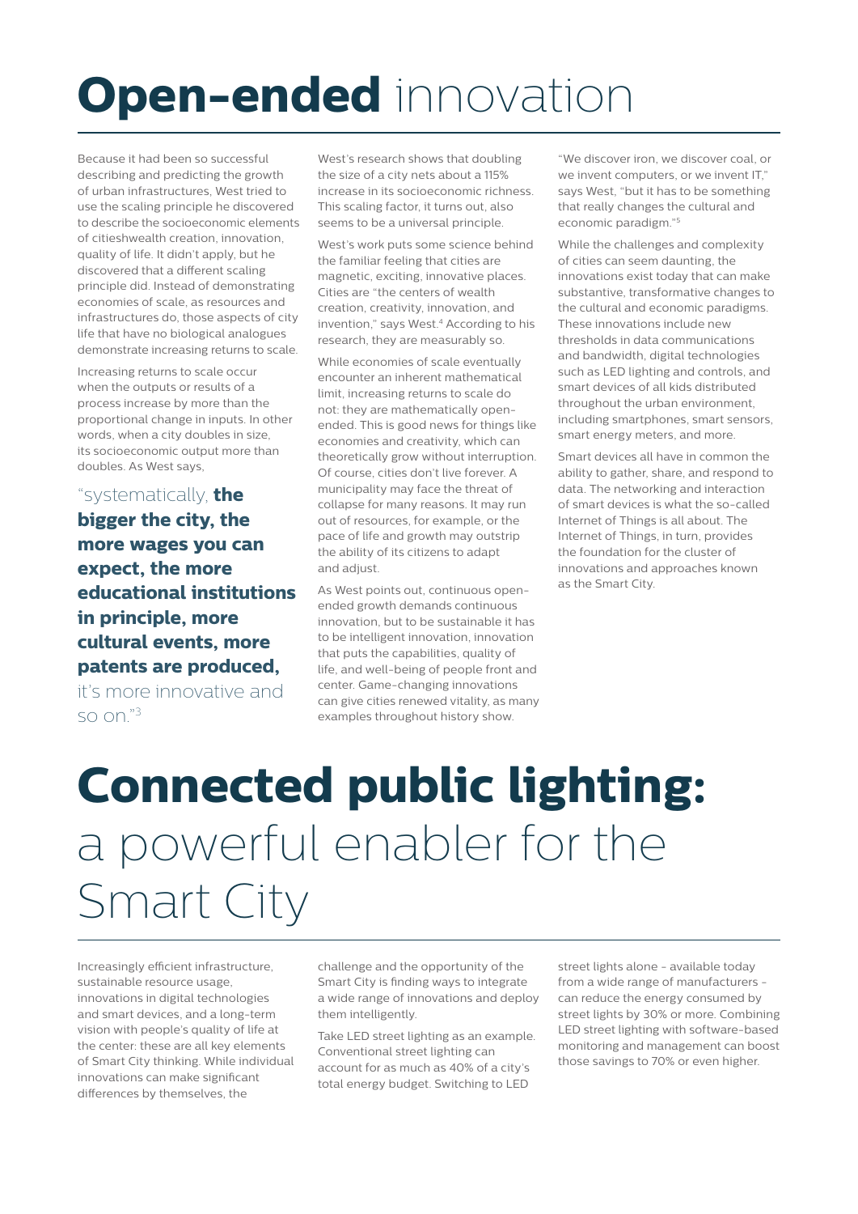# **Open-ended** innovation

Because it had been so successful describing and predicting the growth of urban infrastructures, West tried to use the scaling principle he discovered to describe the socioeconomic elements of citieshwealth creation, innovation, quality of life. It didn't apply, but he discovered that a different scaling principle did. Instead of demonstrating economies of scale, as resources and infrastructures do, those aspects of city life that have no biological analogues demonstrate increasing returns to scale.

Increasing returns to scale occur when the outputs or results of a process increase by more than the proportional change in inputs. In other words, when a city doubles in size, its socioeconomic output more than doubles. As West says,

"systematically, **the bigger the city, the more wages you can expect, the more educational institutions in principle, more cultural events, more patents are produced,** it's more innovative and so on."[3]

West's research shows that doubling the size of a city nets about a 115% increase in its socioeconomic richness. This scaling factor, it turns out, also seems to be a universal principle.

West's work puts some science behind the familiar feeling that cities are magnetic, exciting, innovative places. Cities are "the centers of wealth creation, creativity, innovation, and invention," says West.[4] According to his research, they are measurably so.

While economies of scale eventually encounter an inherent mathematical limit, increasing returns to scale do not: they are mathematically open-ended. This is good news for things like economies and creativity, which can theoretically grow without interruption. Of course, cities don't live forever. A municipality may face the threat of collapse for many reasons. It may run out of resources, for example, or the pace of life and growth may outstrip the ability of its citizens to adapt and adjust.

As West points out, continuous open-ended growth demands continuous innovation, but to be sustainable it has to be intelligent innovation, innovation that puts the capabilities, quality of life, and well-being of people front and center. Game-changing innovations can give cities renewed vitality, as many examples throughout history show.

"We discover iron, we discover coal, or we invent computers, or we invent IT," says West, "but it has to be something that really changes the cultural and economic paradigm."[5]

While the challenges and complexity of cities can seem daunting, the innovations exist today that can make substantive, transformative changes to the cultural and economic paradigms. These innovations include new thresholds in data communications and bandwidth, digital technologies such as LED lighting and controls, and smart devices of all kids distributed throughout the urban environment, including smartphones, smart sensors, smart energy meters, and more.

Smart devices all have in common the ability to gather, share, and respond to data. The networking and interaction of smart devices is what the so-called Internet of Things is all about. The Internet of Things, in turn, provides the foundation for the cluster of innovations and approaches known as the Smart City.

# **Connected public lighting:** a powerful enabler for the Smart City

Increasingly efficient infrastructure, sustainable resource usage, innovations in digital technologies and smart devices, and a long-term vision with people's quality of life at the center: these are all key elements of Smart City thinking. While individual innovations can make significant differences by themselves, the challenge and the opportunity of the Smart City is finding ways to integrate a wide range of innovations and deploy them intelligently.

Take LED street lighting as an example. Conventional street lighting can account for as much as 40% of a city's total energy budget. Switching to LED street lights alone - available today from a wide range of manufacturers - can reduce the energy consumed by street lights by 30% or more. Combining LED street lighting with software-based monitoring and management can boost those savings to 70% or even higher.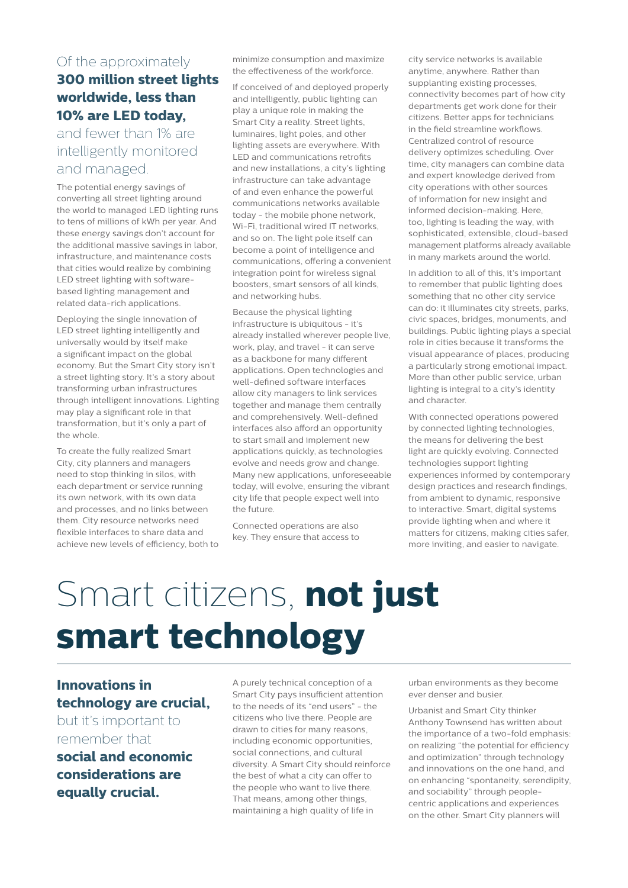Of the approximately **300 million street lights worldwide, less than 10% are LED today,** and fewer than 1% are intelligently monitored and managed.

The potential energy savings of converting all street lighting around the world to managed LED lighting runs to tens of millions of kWh per year. And these energy savings don't account for the additional massive savings in labor, infrastructure, and maintenance costs that cities would realize by combining LED street lighting with software-based lighting management and related data-rich applications.

Deploying the single innovation of LED street lighting intelligently and universally would by itself make a significant impact on the global economy. But the Smart City story isn't a street lighting story. It's a story about transforming urban infrastructures through intelligent innovations. Lighting may play a significant role in that transformation, but it's only a part of the whole.

To create the fully realized Smart City, city planners and managers need to stop thinking in silos, with each department or service running its own network, with its own data and processes, and no links between them. City resource networks need flexible interfaces to share data and achieve new levels of efficiency, both to minimize consumption and maximize the effectiveness of the workforce.

If conceived of and deployed properly and intelligently, public lighting can play a unique role in making the Smart City a reality. Street lights, luminaires, light poles, and other lighting assets are everywhere. With LED and communications retrofits and new installations, a city's lighting infrastructure can take advantage of and even enhance the powerful communications networks available today - the mobile phone network, Wi-Fi, traditional wired IT networks, and so on. The light pole itself can become a point of intelligence and communications, offering a convenient integration point for wireless signal boosters, smart sensors of all kinds, and networking hubs.

Because the physical lighting infrastructure is ubiquitous - it's already installed wherever people live, work, play, and travel - it can serve as a backbone for many different applications. Open technologies and well-defined software interfaces allow city managers to link services together and manage them centrally and comprehensively. Well-defined interfaces also afford an opportunity to start small and implement new applications quickly, as technologies evolve and needs grow and change. Many new applications, unforeseeable today, will evolve, ensuring the vibrant city life that people expect well into the future.

Connected operations are also key. They ensure that access to city service networks is available anytime, anywhere. Rather than supplanting existing processes, connectivity becomes part of how city departments get work done for their citizens. Better apps for technicians in the field streamline workflows. Centralized control of resource delivery optimizes scheduling. Over time, city managers can combine data and expert knowledge derived from city operations with other sources of information for new insight and informed decision-making. Here, too, lighting is leading the way, with sophisticated, extensible, cloud-based management platforms already available in many markets around the world.

In addition to all of this, it's important to remember that public lighting does something that no other city service can do: it illuminates city streets, parks, civic spaces, bridges, monuments, and buildings. Public lighting plays a special role in cities because it transforms the visual appearance of places, producing a particularly strong emotional impact. More than other public service, urban lighting is integral to a city's identity and character.

With connected operations powered by connected lighting technologies, the means for delivering the best light are quickly evolving. Connected technologies support lighting experiences informed by contemporary design practices and research findings, from ambient to dynamic, responsive to interactive. Smart, digital systems provide lighting when and where it matters for citizens, making cities safer, more inviting, and easier to navigate.

# Smart citizens, **not just smart technology**

**Innovations in technology are crucial,** but it's important to remember that **social and economic considerations are equally crucial.**

A purely technical conception of a Smart City pays insufficient attention to the needs of its "end users" - the citizens who live there. People are drawn to cities for many reasons, including economic opportunities, social connections, and cultural diversity. A Smart City should reinforce the best of what a city can offer to the people who want to live there. That means, among other things, maintaining a high quality of life in urban environments as they become ever denser and busier.

Urbanist and Smart City thinker Anthony Townsend has written about the importance of a two-fold emphasis: on realizing "the potential for efficiency and optimization" through technology and innovations on the one hand, and on enhancing "spontaneity, serendipity, and sociability" through people-centric applications and experiences on the other. Smart City planners will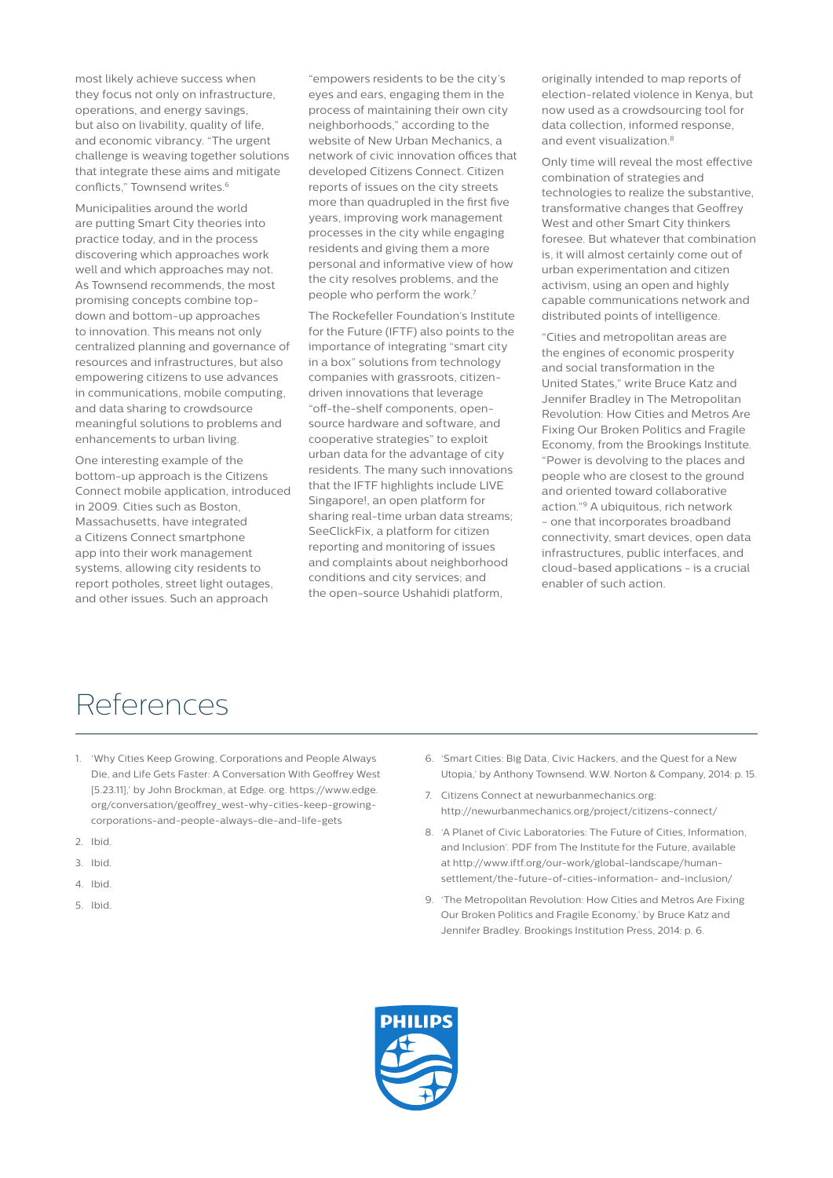most likely achieve success when they focus not only on infrastructure, operations, and energy savings, but also on livability, quality of life, and economic vibrancy. "The urgent challenge is weaving together solutions that integrate these aims and mitigate conflicts," Townsend writes.[6]

Municipalities around the world are putting Smart City theories into practice today, and in the process discovering which approaches work well and which approaches may not. As Townsend recommends, the most promising concepts combine top-down and bottom-up approaches to innovation. This means not only centralized planning and governance of resources and infrastructures, but also empowering citizens to use advances in communications, mobile computing, and data sharing to crowdsource meaningful solutions to problems and enhancements to urban living.

One interesting example of the bottom-up approach is the Citizens Connect mobile application, introduced in 2009. Cities such as Boston, Massachusetts, have integrated a Citizens Connect smartphone app into their work management systems, allowing city residents to report potholes, street light outages, and other issues. Such an approach "empowers residents to be the city's eyes and ears, engaging them in the process of maintaining their own city neighborhoods," according to the website of New Urban Mechanics, a network of civic innovation offices that developed Citizens Connect. Citizen reports of issues on the city streets more than quadrupled in the first five years, improving work management processes in the city while engaging residents and giving them a more personal and informative view of how the city resolves problems, and the people who perform the work.[7]

The Rockefeller Foundation's Institute for the Future (IFTF) also points to the importance of integrating "smart city in a box" solutions from technology companies with grassroots, citizen-driven innovations that leverage "off-the-shelf components, open-source hardware and software, and cooperative strategies" to exploit urban data for the advantage of city residents. The many such innovations that the IFTF highlights include LIVE Singapore!, an open platform for sharing real-time urban data streams; SeeClickFix, a platform for citizen reporting and monitoring of issues and complaints about neighborhood conditions and city services; and the open-source Ushahidi platform, originally intended to map reports of election-related violence in Kenya, but now used as a crowdsourcing tool for data collection, informed response, and event visualization.[8]

Only time will reveal the most effective combination of strategies and technologies to realize the substantive, transformative changes that Geoffrey West and other Smart City thinkers foresee. But whatever that combination is, it will almost certainly come out of urban experimentation and citizen activism, using an open and highly capable communications network and distributed points of intelligence.

"Cities and metropolitan areas are the engines of economic prosperity and social transformation in the United States," write Bruce Katz and Jennifer Bradley in The Metropolitan Revolution: How Cities and Metros Are Fixing Our Broken Politics and Fragile Economy, from the Brookings Institute. "Power is devolving to the places and people who are closest to the ground and oriented toward collaborative action."[9] A ubiquitous, rich network - one that incorporates broadband connectivity, smart devices, open data infrastructures, public interfaces, and cloud-based applications - is a crucial enabler of such action.

# References

1. 'Why Cities Keep Growing, Corporations and People Always Die, and Life Gets Faster: A Conversation With Geoffrey West [5.23.11],' by John Brockman, at Edge. org. https://www.edge.org/conversation/geoffrey_west-why-cities-keep-growing-corporations-and-people-always-die-and-life-gets
2. Ibid.
3. Ibid.
4. Ibid.
5. Ibid.
6. 'Smart Cities: Big Data, Civic Hackers, and the Quest for a New Utopia,' by Anthony Townsend. W.W. Norton & Company, 2014: p. 15.
7. Citizens Connect at newurbanmechanics.org: http://newurbanmechanics.org/project/citizens-connect/
8. 'A Planet of Civic Laboratories: The Future of Cities, Information, and Inclusion'. PDF from The Institute for the Future, available at http://www.iftf.org/our-work/global-landscape/human-settlement/the-future-of-cities-information- and-inclusion/
9. 'The Metropolitan Revolution: How Cities and Metros Are Fixing Our Broken Politics and Fragile Economy,' by Bruce Katz and Jennifer Bradley. Brookings Institution Press, 2014: p. 6.

PHILIPS